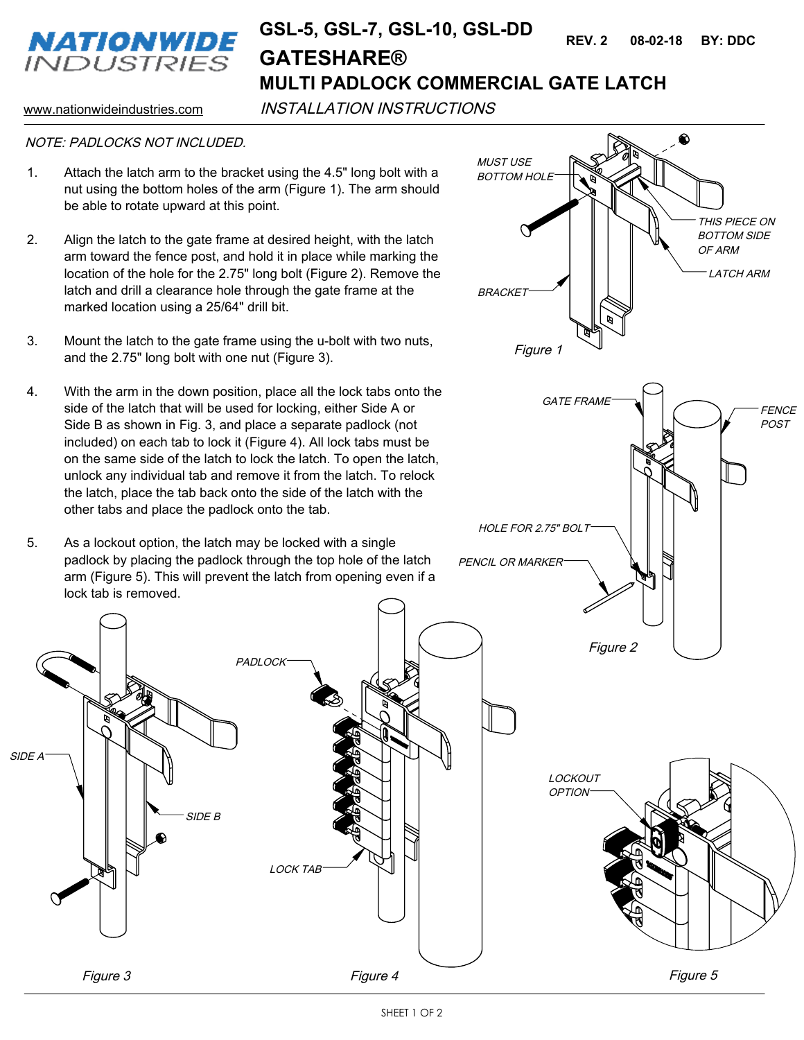# GSL-5, GSL-7, GSL-10, GSL-DD GATESHARE® MULTI PADLOCK COMMERCIAL GATE LATCH

**REV. 2 08-02-18 BY: DDC**

**NATIONWIDE INDUSTRIES**

www.nationwideindustries.com

*INSTALLATION INSTRUCTIONS*

*NOTE: PADLOCKS NOT INCLUDED.*

1. Attach the latch arm to the bracket using the 4.5" long bolt with a nut using the bottom holes of the arm (Figure 1). The arm should be able to rotate upward at this point.

2. Align the latch to the gate frame at desired height, with the latch arm toward the fence post, and hold it in place while marking the location of the hole for the 2.75" long bolt (Figure 2). Remove the latch and drill a clearance hole through the gate frame at the marked location using a 25/64" drill bit.

3. Mount the latch to the gate frame using the u-bolt with two nuts, and the 2.75" long bolt with one nut (Figure 3).

4. With the arm in the down position, place all the lock tabs onto the side of the latch that will be used for locking, either Side A or Side B as shown in Fig. 3, and place a separate padlock (not included) on each tab to lock it (Figure 4). All lock tabs must be on the same side of the latch to lock the latch. To open the latch, unlock any individual tab and remove it from the latch. To relock the latch, place the tab back onto the side of the latch with the other tabs and place the padlock onto the tab.

5. As a lockout option, the latch may be locked with a single padlock by placing the padlock through the top hole of the latch arm (Figure 5). This will prevent the latch from opening even if a lock tab is removed.

MUST USE BOTTOM HOLE — THIS PIECE ON BOTTOM SIDE OF ARM — LATCH ARM — BRACKET

*Figure 1*

GATE FRAME — FENCE POST — HOLE FOR 2.75" BOLT — PENCIL OR MARKER

*Figure 2*

SIDE A — SIDE B

*Figure 3*

PADLOCK — LOCK TAB

*Figure 4*

LOCKOUT OPTION

*Figure 5*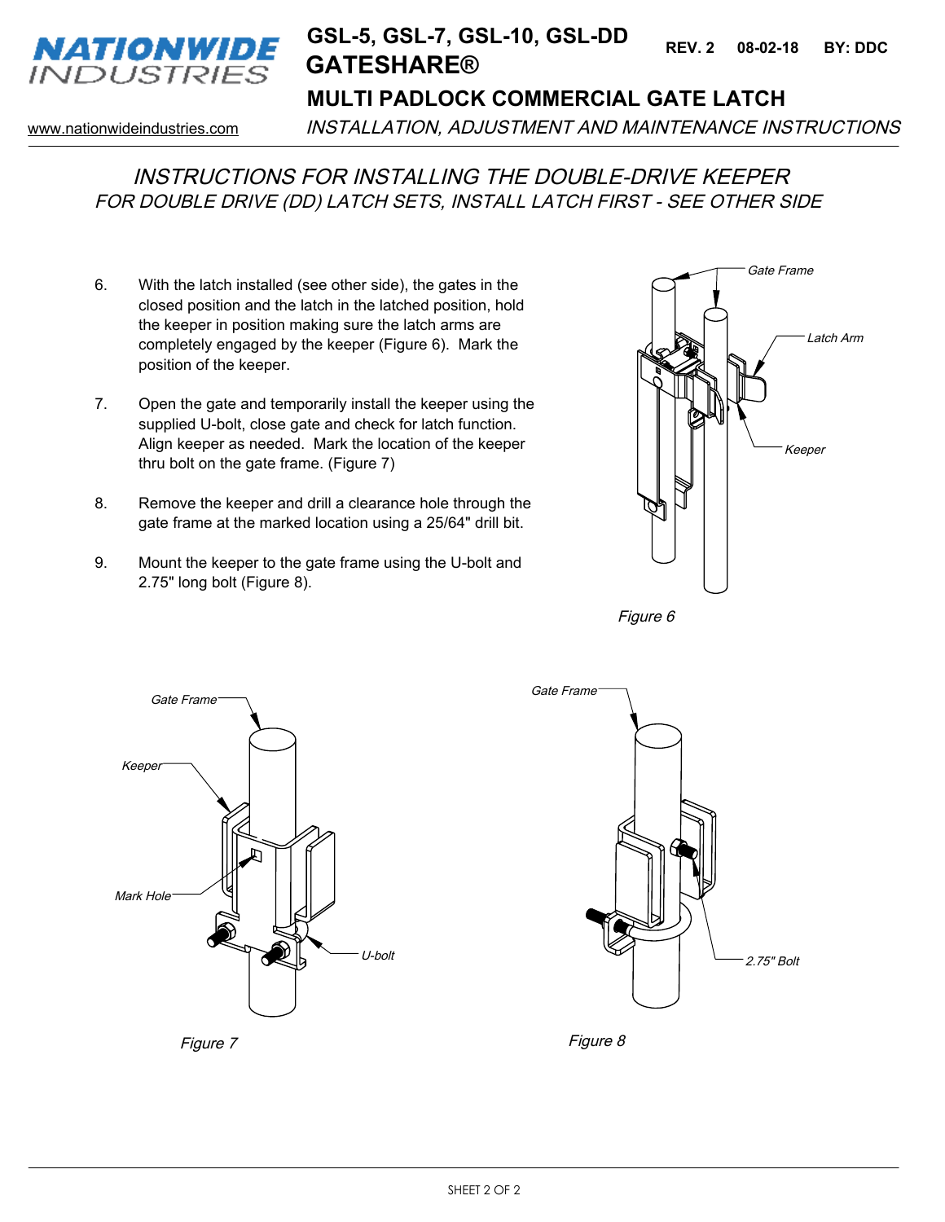**NATIONWIDE INDUSTRIES**

# GSL-5, GSL-7, GSL-10, GSL-DD GATESHARE®

REV. 2 08-02-18 BY: DDC

## MULTI PADLOCK COMMERCIAL GATE LATCH

www.nationwideindustries.com

*INSTALLATION, ADJUSTMENT AND MAINTENANCE INSTRUCTIONS*

## *INSTRUCTIONS FOR INSTALLING THE DOUBLE-DRIVE KEEPER*

### *FOR DOUBLE DRIVE (DD) LATCH SETS, INSTALL LATCH FIRST - SEE OTHER SIDE*

6. With the latch installed (see other side), the gates in the closed position and the latch in the latched position, hold the keeper in position making sure the latch arms are completely engaged by the keeper (Figure 6). Mark the position of the keeper.

7. Open the gate and temporarily install the keeper using the supplied U-bolt, close gate and check for latch function. Align keeper as needed. Mark the location of the keeper thru bolt on the gate frame. (Figure 7)

8. Remove the keeper and drill a clearance hole through the gate frame at the marked location using a 25/64" drill bit.

9. Mount the keeper to the gate frame using the U-bolt and 2.75" long bolt (Figure 8).

*Gate Frame*
*Latch Arm*
*Keeper*

*Figure 6*

*Gate Frame*
*Keeper*
*Mark Hole*
*U-bolt*

*Figure 7*

*Gate Frame*
*2.75" Bolt*

*Figure 8*